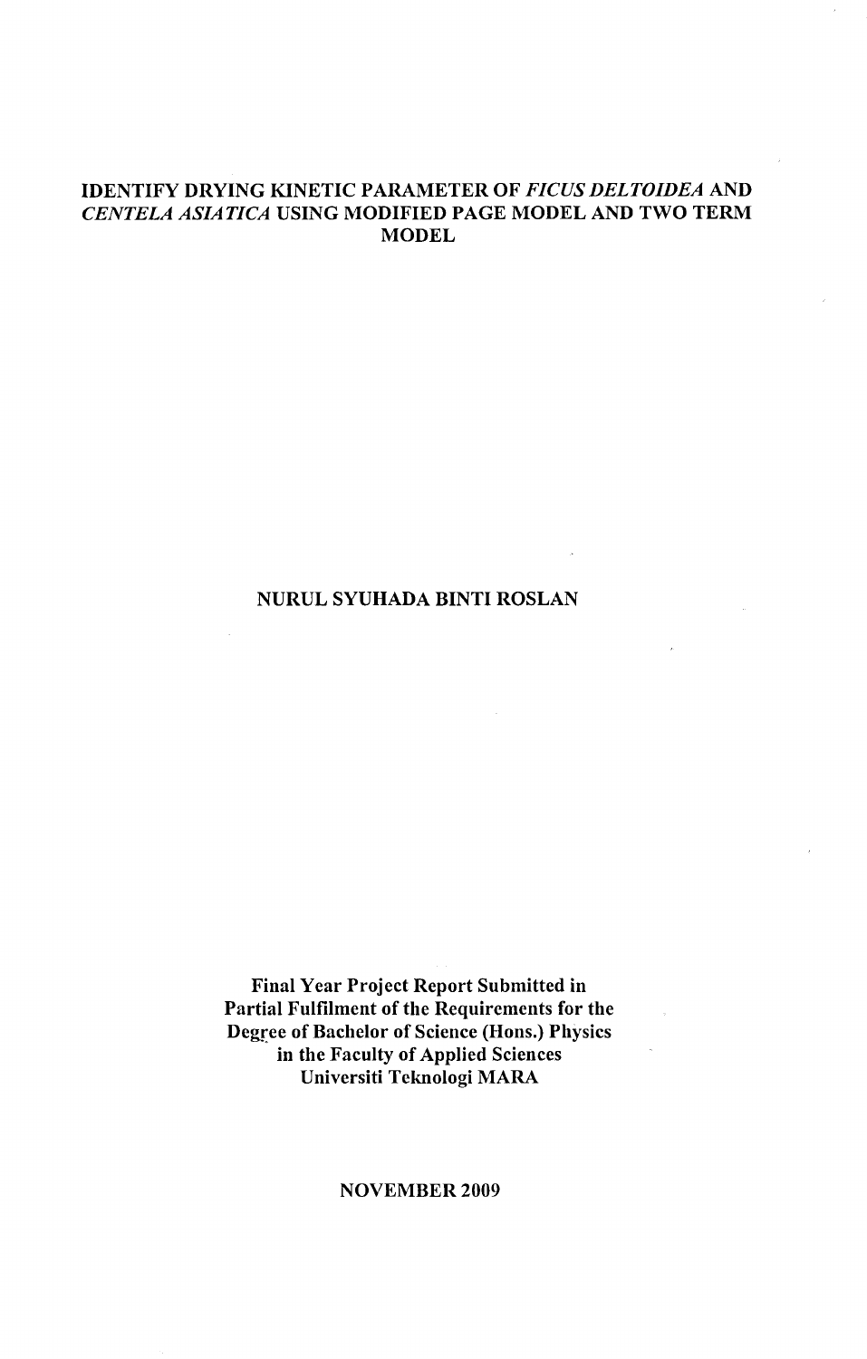# IDENTIFY DRYING KINETIC PARAMETER OF *FICUS DELTOIDEA* AND *CENTELA ASIATICA* USING MODIFIED PAGE MODEL AND TWO TERM MODEL

NURUL SYUHADA BINTI ROSLAN

Final Year Project Report Submitted in
Partial Fulfilment of the Requirements for the
Degree of Bachelor of Science (Hons.) Physics
in the Faculty of Applied Sciences
Universiti Teknologi MARA

NOVEMBER 2009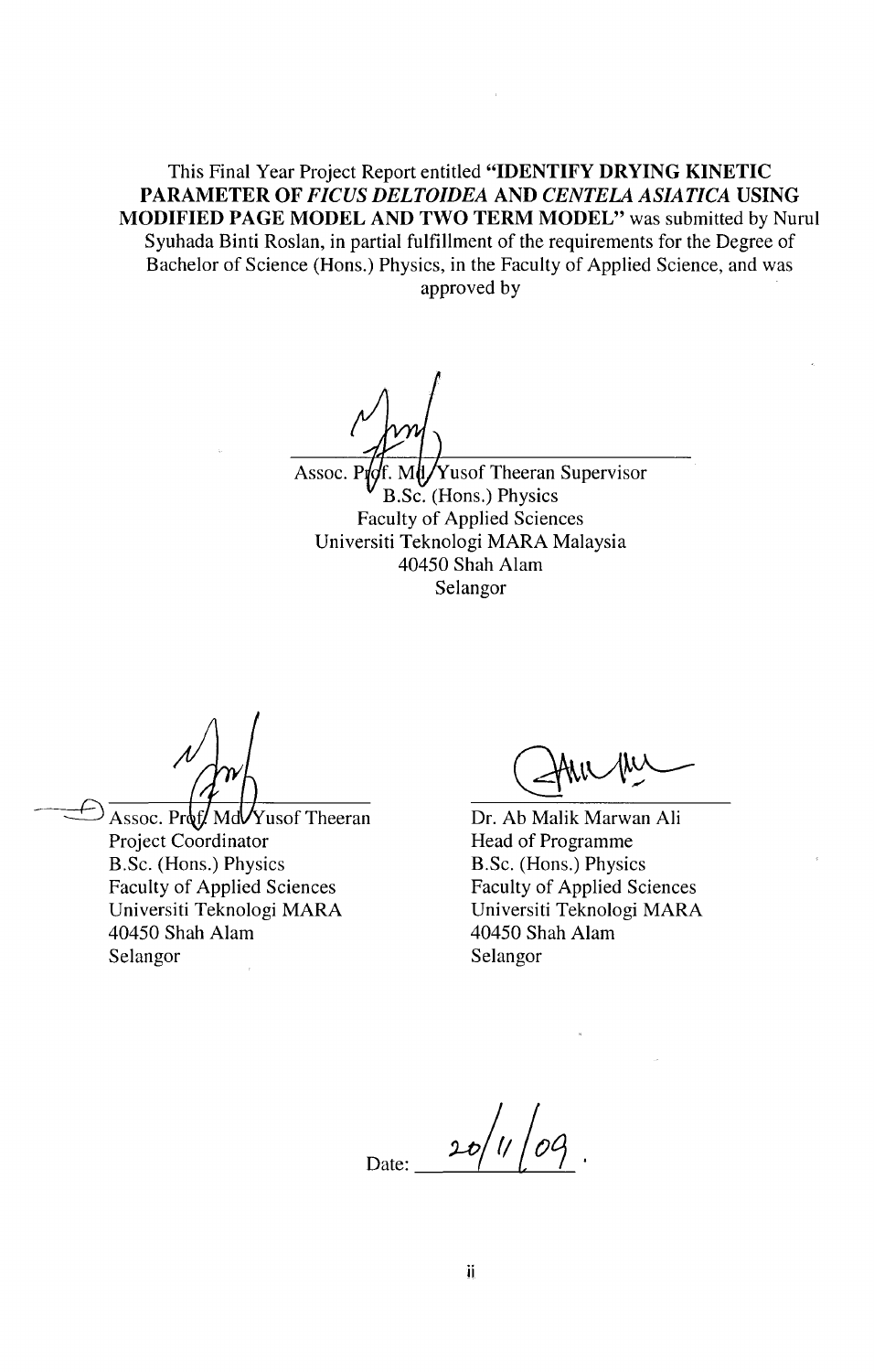This Final Year Project Report entitled **"IDENTIFY DRYING KINETIC PARAMETER OF *FICUS DELTOIDEA* AND *CENTELA ASIATICA* USING MODIFIED PAGE MODEL AND TWO TERM MODEL"** was submitted by Nurul Syuhada Binti Roslan, in partial fulfillment of the requirements for the Degree of Bachelor of Science (Hons.) Physics, in the Faculty of Applied Science, and was approved by

Assoc. Prof. Md Yusof Theeran Supervisor
B.Sc. (Hons.) Physics
Faculty of Applied Sciences
Universiti Teknologi MARA Malaysia
40450 Shah Alam
Selangor

Assoc. Prof. Md Yusof Theeran
Project Coordinator
B.Sc. (Hons.) Physics
Faculty of Applied Sciences
Universiti Teknologi MARA
40450 Shah Alam
Selangor

Dr. Ab Malik Marwan Ali
Head of Programme
B.Sc. (Hons.) Physics
Faculty of Applied Sciences
Universiti Teknologi MARA
40450 Shah Alam
Selangor

Date: 20/11/09.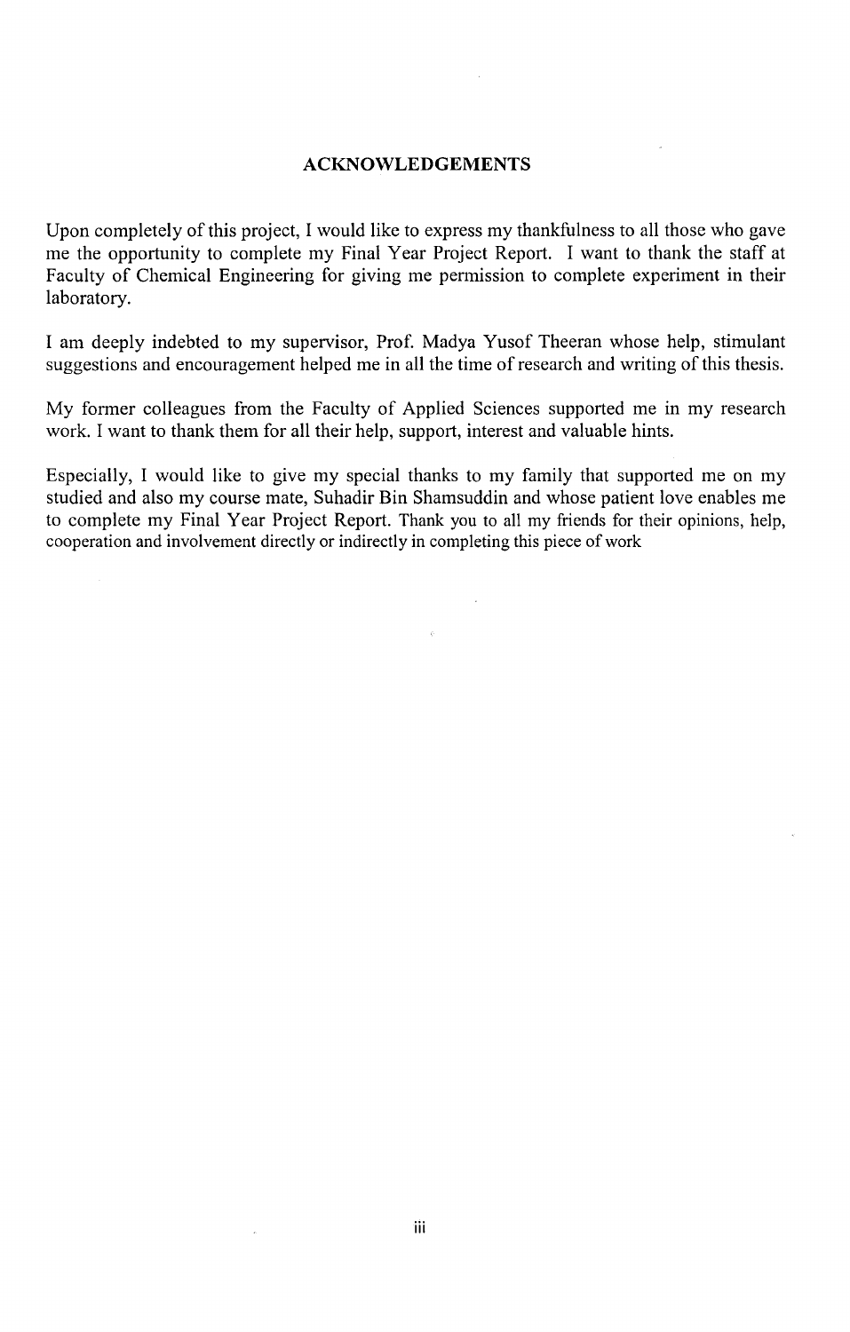# ACKNOWLEDGEMENTS

Upon completely of this project, I would like to express my thankfulness to all those who gave me the opportunity to complete my Final Year Project Report. I want to thank the staff at Faculty of Chemical Engineering for giving me permission to complete experiment in their laboratory.

I am deeply indebted to my supervisor, Prof. Madya Yusof Theeran whose help, stimulant suggestions and encouragement helped me in all the time of research and writing of this thesis.

My former colleagues from the Faculty of Applied Sciences supported me in my research work. I want to thank them for all their help, support, interest and valuable hints.

Especially, I would like to give my special thanks to my family that supported me on my studied and also my course mate, Suhadir Bin Shamsuddin and whose patient love enables me to complete my Final Year Project Report. Thank you to all my friends for their opinions, help, cooperation and involvement directly or indirectly in completing this piece of work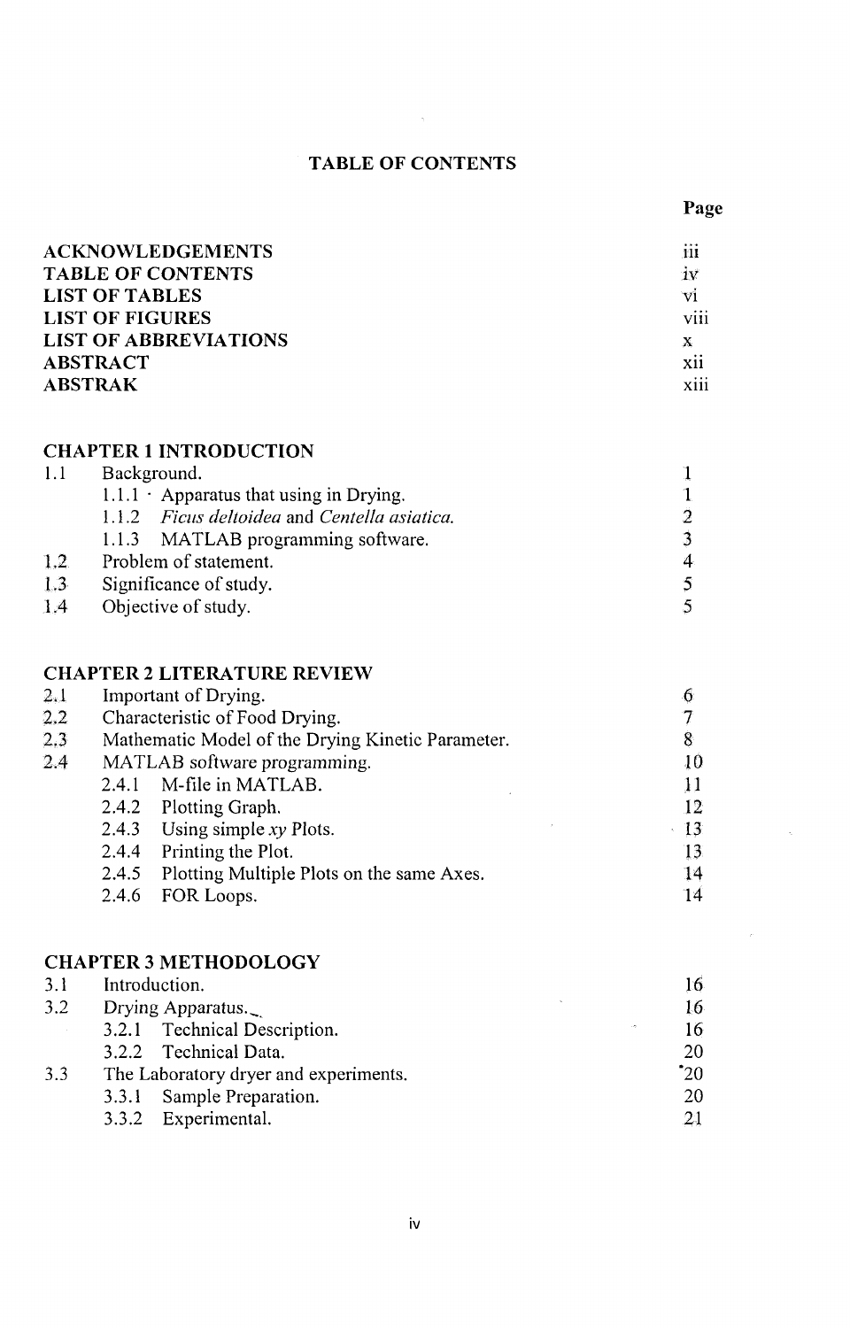# TABLE OF CONTENTS

| | Page |
|---|---|
| **ACKNOWLEDGEMENTS** | iii |
| **TABLE OF CONTENTS** | iv |
| **LIST OF TABLES** | vi |
| **LIST OF FIGURES** | viii |
| **LIST OF ABBREVIATIONS** | x |
| **ABSTRACT** | xii |
| **ABSTRAK** | xiii |

| | | Page |
|---|---|---|
| **CHAPTER 1 INTRODUCTION** | | |
| 1.1 | Background. | 1 |
| | 1.1.1 Apparatus that using in Drying. | 1 |
| | 1.1.2 *Ficus deltoidea* and *Centella asiatica.* | 2 |
| | 1.1.3 MATLAB programming software. | 3 |
| 1.2 | Problem of statement. | 4 |
| 1.3 | Significance of study. | 5 |
| 1.4 | Objective of study. | 5 |
| **CHAPTER 2 LITERATURE REVIEW** | | |
| 2.1 | Important of Drying. | 6 |
| 2.2 | Characteristic of Food Drying. | 7 |
| 2.3 | Mathematic Model of the Drying Kinetic Parameter. | 8 |
| 2.4 | MATLAB software programming. | 10 |
| | 2.4.1 M-file in MATLAB. | 11 |
| | 2.4.2 Plotting Graph. | 12 |
| | 2.4.3 Using simple *xy* Plots. | 13 |
| | 2.4.4 Printing the Plot. | 13 |
| | 2.4.5 Plotting Multiple Plots on the same Axes. | 14 |
| | 2.4.6 FOR Loops. | 14 |
| **CHAPTER 3 METHODOLOGY** | | |
| 3.1 | Introduction. | 16 |
| 3.2 | Drying Apparatus. | 16 |
| | 3.2.1 Technical Description. | 16 |
| | 3.2.2 Technical Data. | 20 |
| 3.3 | The Laboratory dryer and experiments. | 20 |
| | 3.3.1 Sample Preparation. | 20 |
| | 3.3.2 Experimental. | 21 |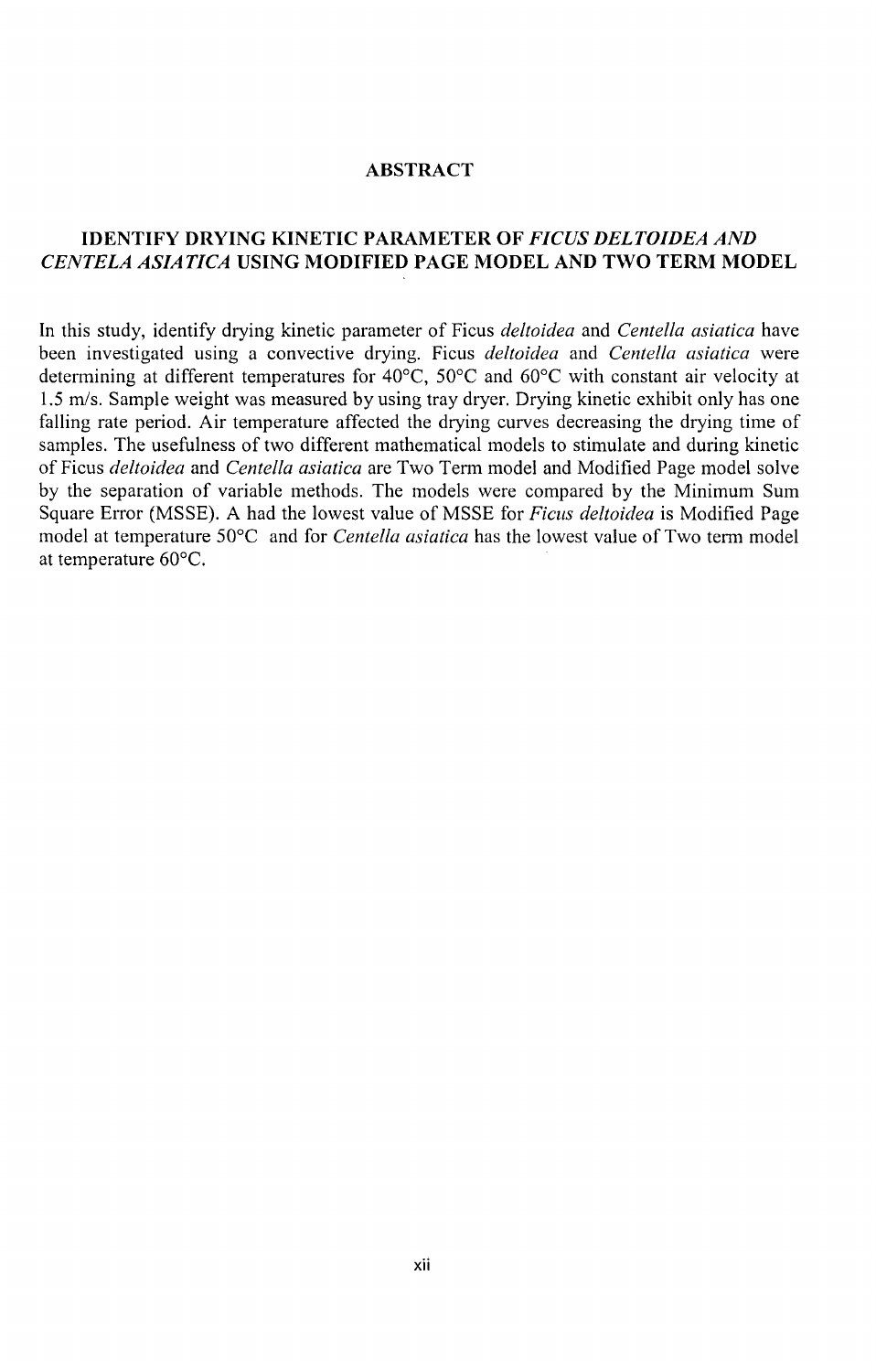## ABSTRACT

### IDENTIFY DRYING KINETIC PARAMETER OF *FICUS DELTOIDEA AND CENTELA ASIATICA* USING MODIFIED PAGE MODEL AND TWO TERM MODEL

In this study, identify drying kinetic parameter of Ficus *deltoidea* and *Centella asiatica* have been investigated using a convective drying. Ficus *deltoidea* and *Centella asiatica* were determining at different temperatures for 40°C, 50°C and 60°C with constant air velocity at 1.5 m/s. Sample weight was measured by using tray dryer. Drying kinetic exhibit only has one falling rate period. Air temperature affected the drying curves decreasing the drying time of samples. The usefulness of two different mathematical models to stimulate and during kinetic of Ficus *deltoidea* and *Centella asiatica* are Two Term model and Modified Page model solve by the separation of variable methods. The models were compared by the Minimum Sum Square Error (MSSE). A had the lowest value of MSSE for *Ficus deltoidea* is Modified Page model at temperature 50°C and for *Centella asiatica* has the lowest value of Two term model at temperature 60°C.